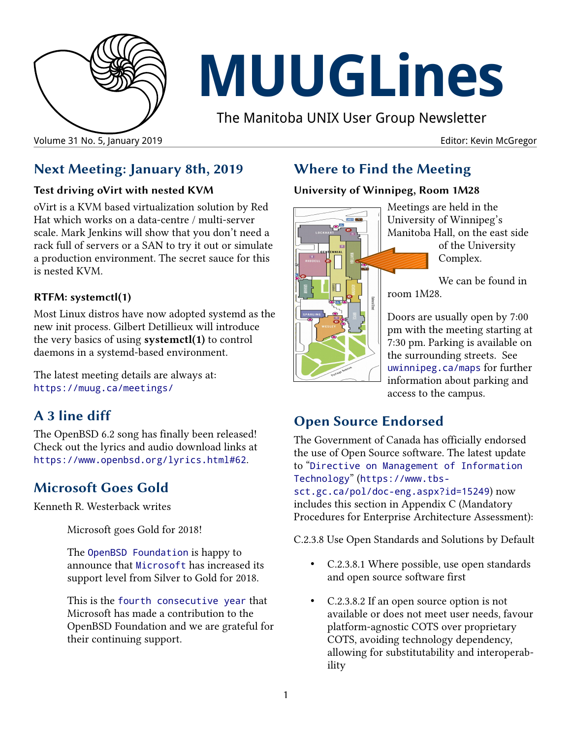# MUUGLines

The Manitoba UNIX User Group Newsletter

Volume 31 No. 5, January 2019 Editor: Kevin McGregor

## Next Meeting: January 8th, 2019

### Test driving oVirt with nested KVM

oVirt is a KVM based virtualization solution by Red Hat which works on a data-centre / multi-server scale. Mark Jenkins will show that you don't need a rack full of servers or a SAN to try it out or simulate a production environment. The secret sauce for this is nested KVM.

### RTFM: systemctl(1)

Most Linux distros have now adopted systemd as the new init process. Gilbert Detillieux will introduce the very basics of using **systemctl(1)** to control daemons in a systemd-based environment.

The latest meeting details are always at: https://muug.ca/meetings/

## A 3 line diff

The OpenBSD 6.2 song has finally been released! Check out the lyrics and audio download links at https://www.openbsd.org/lyrics.html#62.

## Microsoft Goes Gold

Kenneth R. Westerback writes

> Microsoft goes Gold for 2018!
>
> The OpenBSD Foundation is happy to announce that Microsoft has increased its support level from Silver to Gold for 2018.
>
> This is the fourth consecutive year that Microsoft has made a contribution to the OpenBSD Foundation and we are grateful for their continuing support.

## Where to Find the Meeting

### University of Winnipeg, Room 1M28

Meetings are held in the University of Winnipeg's Manitoba Hall, on the east side of the University Complex.

We can be found in room 1M28.

Doors are usually open by 7:00 pm with the meeting starting at 7:30 pm. Parking is available on the surrounding streets. See uwinnipeg.ca/maps for further information about parking and access to the campus.

## Open Source Endorsed

The Government of Canada has officially endorsed the use of Open Source software. The latest update to "Directive on Management of Information Technology" (https://www.tbs-sct.gc.ca/pol/doc-eng.aspx?id=15249) now includes this section in Appendix C (Mandatory Procedures for Enterprise Architecture Assessment):

C.2.3.8 Use Open Standards and Solutions by Default

- C.2.3.8.1 Where possible, use open standards and open source software first
- C.2.3.8.2 If an open source option is not available or does not meet user needs, favour platform-agnostic COTS over proprietary COTS, avoiding technology dependency, allowing for substitutability and interoperability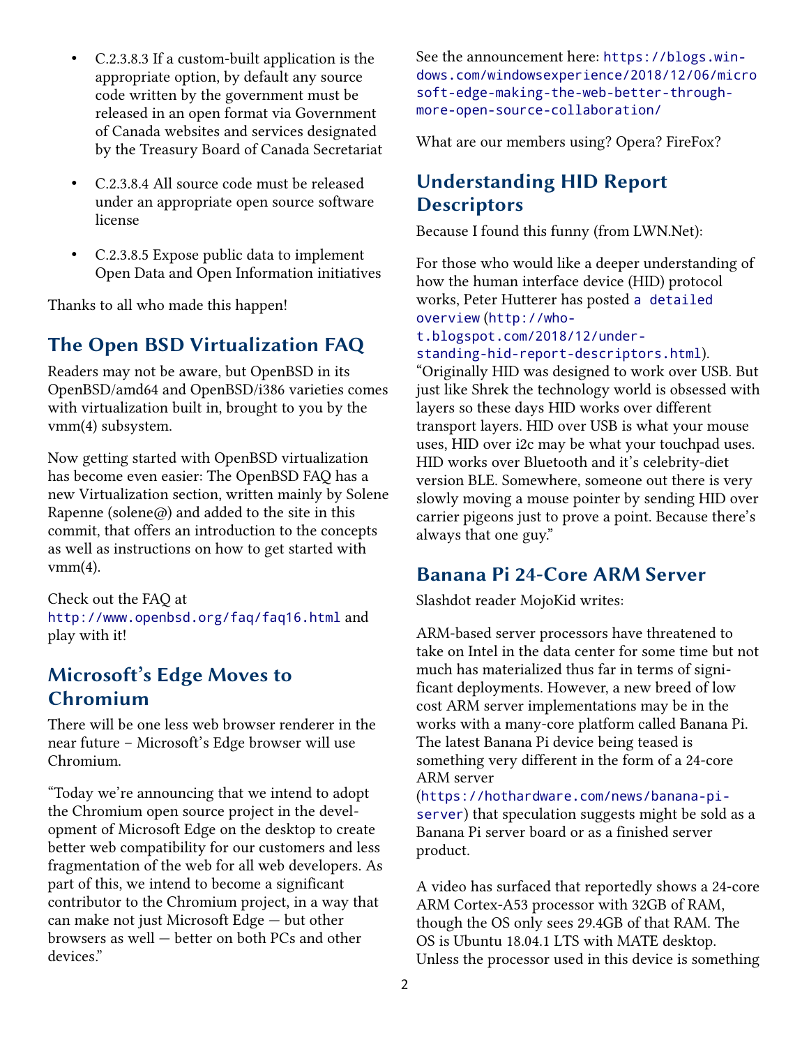- C.2.3.8.3 If a custom-built application is the appropriate option, by default any source code written by the government must be released in an open format via Government of Canada websites and services designated by the Treasury Board of Canada Secretariat
- C.2.3.8.4 All source code must be released under an appropriate open source software license
- C.2.3.8.5 Expose public data to implement Open Data and Open Information initiatives

Thanks to all who made this happen!

## The Open BSD Virtualization FAQ

Readers may not be aware, but OpenBSD in its OpenBSD/amd64 and OpenBSD/i386 varieties comes with virtualization built in, brought to you by the vmm(4) subsystem.

Now getting started with OpenBSD virtualization has become even easier: The OpenBSD FAQ has a new Virtualization section, written mainly by Solene Rapenne (solene@) and added to the site in this commit, that offers an introduction to the concepts as well as instructions on how to get started with vmm(4).

Check out the FAQ at `http://www.openbsd.org/faq/faq16.html` and play with it!

## Microsoft's Edge Moves to Chromium

There will be one less web browser renderer in the near future – Microsoft's Edge browser will use Chromium.

"Today we're announcing that we intend to adopt the Chromium open source project in the development of Microsoft Edge on the desktop to create better web compatibility for our customers and less fragmentation of the web for all web developers. As part of this, we intend to become a significant contributor to the Chromium project, in a way that can make not just Microsoft Edge — but other browsers as well — better on both PCs and other devices."

See the announcement here: `https://blogs.windows.com/windowsexperience/2018/12/06/microsoft-edge-making-the-web-better-through-more-open-source-collaboration/`

What are our members using? Opera? FireFox?

## Understanding HID Report Descriptors

Because I found this funny (from LWN.Net):

For those who would like a deeper understanding of how the human interface device (HID) protocol works, Peter Hutterer has posted a detailed overview (`http://who-t.blogspot.com/2018/12/understanding-hid-report-descriptors.html`). "Originally HID was designed to work over USB. But just like Shrek the technology world is obsessed with layers so these days HID works over different transport layers. HID over USB is what your mouse uses, HID over i2c may be what your touchpad uses. HID works over Bluetooth and it's celebrity-diet version BLE. Somewhere, someone out there is very slowly moving a mouse pointer by sending HID over carrier pigeons just to prove a point. Because there's always that one guy."

## Banana Pi 24-Core ARM Server

Slashdot reader MojoKid writes:

ARM-based server processors have threatened to take on Intel in the data center for some time but not much has materialized thus far in terms of significant deployments. However, a new breed of low cost ARM server implementations may be in the works with a many-core platform called Banana Pi. The latest Banana Pi device being teased is something very different in the form of a 24-core ARM server (`https://hothardware.com/news/banana-pi-server`) that speculation suggests might be sold as a Banana Pi server board or as a finished server product.

A video has surfaced that reportedly shows a 24-core ARM Cortex-A53 processor with 32GB of RAM, though the OS only sees 29.4GB of that RAM. The OS is Ubuntu 18.04.1 LTS with MATE desktop. Unless the processor used in this device is something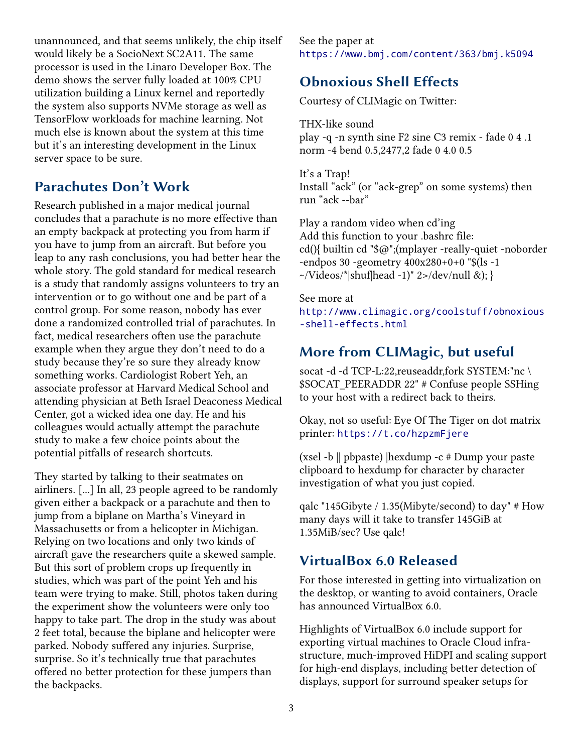unannounced, and that seems unlikely, the chip itself would likely be a SocioNext SC2A11. The same processor is used in the Linaro Developer Box. The demo shows the server fully loaded at 100% CPU utilization building a Linux kernel and reportedly the system also supports NVMe storage as well as TensorFlow workloads for machine learning. Not much else is known about the system at this time but it's an interesting development in the Linux server space to be sure.

## Parachutes Don't Work

Research published in a major medical journal concludes that a parachute is no more effective than an empty backpack at protecting you from harm if you have to jump from an aircraft. But before you leap to any rash conclusions, you had better hear the whole story. The gold standard for medical research is a study that randomly assigns volunteers to try an intervention or to go without one and be part of a control group. For some reason, nobody has ever done a randomized controlled trial of parachutes. In fact, medical researchers often use the parachute example when they argue they don't need to do a study because they're so sure they already know something works. Cardiologist Robert Yeh, an associate professor at Harvard Medical School and attending physician at Beth Israel Deaconess Medical Center, got a wicked idea one day. He and his colleagues would actually attempt the parachute study to make a few choice points about the potential pitfalls of research shortcuts.

They started by talking to their seatmates on airliners. [...] In all, 23 people agreed to be randomly given either a backpack or a parachute and then to jump from a biplane on Martha's Vineyard in Massachusetts or from a helicopter in Michigan. Relying on two locations and only two kinds of aircraft gave the researchers quite a skewed sample. But this sort of problem crops up frequently in studies, which was part of the point Yeh and his team were trying to make. Still, photos taken during the experiment show the volunteers were only too happy to take part. The drop in the study was about 2 feet total, because the biplane and helicopter were parked. Nobody suffered any injuries. Surprise, surprise. So it's technically true that parachutes offered no better protection for these jumpers than the backpacks.

See the paper at
https://www.bmj.com/content/363/bmj.k5094

## Obnoxious Shell Effects

Courtesy of CLIMagic on Twitter:

THX-like sound
play -q -n synth sine F2 sine C3 remix - fade 0 4 .1 norm -4 bend 0.5,2477,2 fade 0 4.0 0.5

It's a Trap!
Install "ack" (or "ack-grep" on some systems) then run "ack --bar"

Play a random video when cd'ing
Add this function to your .bashrc file:
cd(){ builtin cd "$@";(mplayer -really-quiet -noborder -endpos 30 -geometry 400x280+0+0 "$(ls -1 ~/Videos/*|shuf|head -1)" 2>/dev/null &); }

See more at
http://www.climagic.org/coolstuff/obnoxious-shell-effects.html

## More from CLIMagic, but useful

socat -d -d TCP-L:22,reuseaddr,fork SYSTEM:"nc \ $SOCAT_PEERADDR 22" # Confuse people SSHing to your host with a redirect back to theirs.

Okay, not so useful: Eye Of The Tiger on dot matrix printer: https://t.co/hzpzmFjere

(xsel -b || pbpaste) |hexdump -c # Dump your paste clipboard to hexdump for character by character investigation of what you just copied.

qalc "145Gibyte / 1.35(Mibyte/second) to day" # How many days will it take to transfer 145GiB at 1.35MiB/sec? Use qalc!

## VirtualBox 6.0 Released

For those interested in getting into virtualization on the desktop, or wanting to avoid containers, Oracle has announced VirtualBox 6.0.

Highlights of VirtualBox 6.0 include support for exporting virtual machines to Oracle Cloud infrastructure, much-improved HiDPI and scaling support for high-end displays, including better detection of displays, support for surround speaker setups for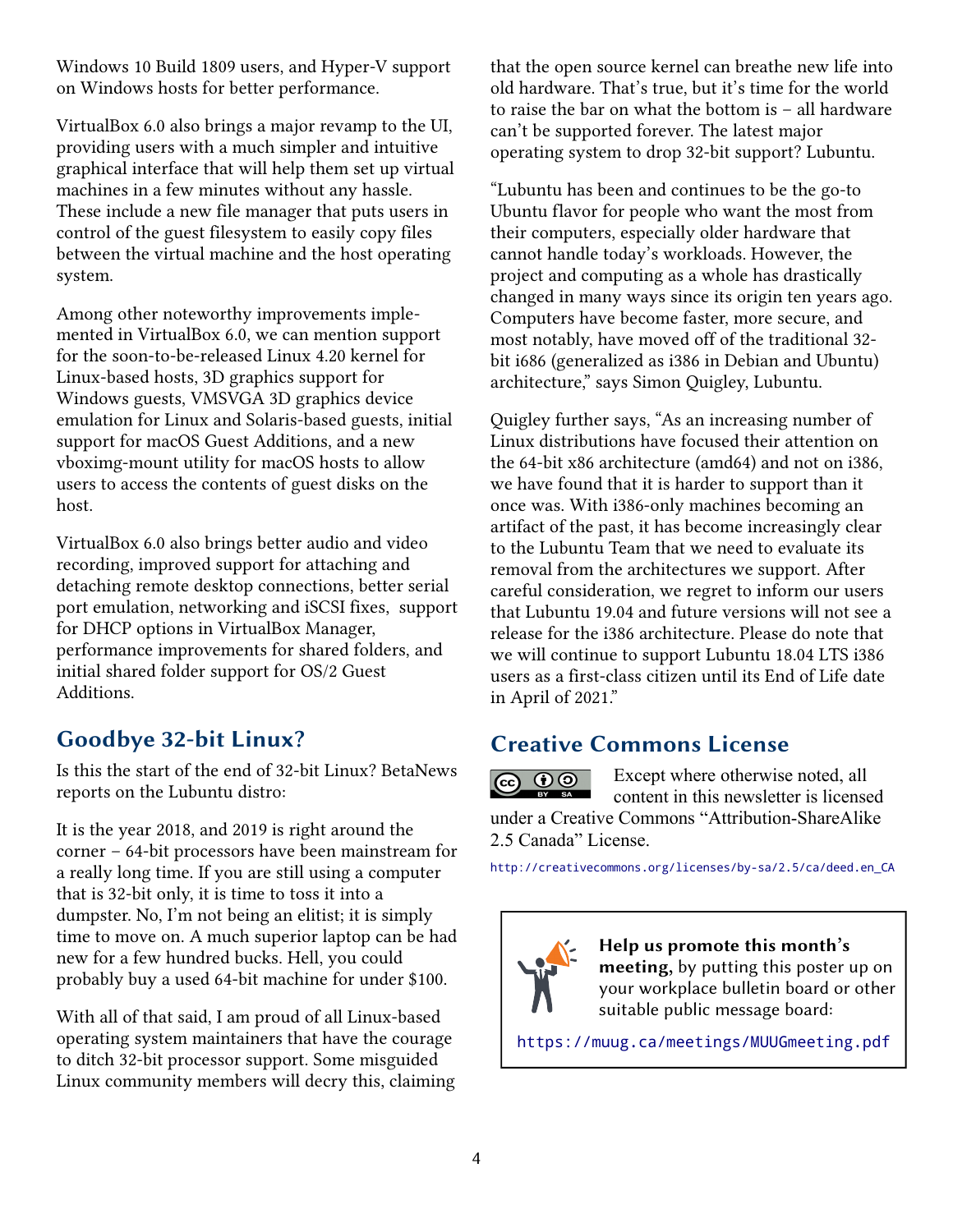Windows 10 Build 1809 users, and Hyper-V support on Windows hosts for better performance.

VirtualBox 6.0 also brings a major revamp to the UI, providing users with a much simpler and intuitive graphical interface that will help them set up virtual machines in a few minutes without any hassle. These include a new file manager that puts users in control of the guest filesystem to easily copy files between the virtual machine and the host operating system.

Among other noteworthy improvements implemented in VirtualBox 6.0, we can mention support for the soon-to-be-released Linux 4.20 kernel for Linux-based hosts, 3D graphics support for Windows guests, VMSVGA 3D graphics device emulation for Linux and Solaris-based guests, initial support for macOS Guest Additions, and a new vboximg-mount utility for macOS hosts to allow users to access the contents of guest disks on the host.

VirtualBox 6.0 also brings better audio and video recording, improved support for attaching and detaching remote desktop connections, better serial port emulation, networking and iSCSI fixes, support for DHCP options in VirtualBox Manager, performance improvements for shared folders, and initial shared folder support for OS/2 Guest Additions.

## Goodbye 32-bit Linux?

Is this the start of the end of 32-bit Linux? BetaNews reports on the Lubuntu distro:

It is the year 2018, and 2019 is right around the corner – 64-bit processors have been mainstream for a really long time. If you are still using a computer that is 32-bit only, it is time to toss it into a dumpster. No, I'm not being an elitist; it is simply time to move on. A much superior laptop can be had new for a few hundred bucks. Hell, you could probably buy a used 64-bit machine for under $100.

With all of that said, I am proud of all Linux-based operating system maintainers that have the courage to ditch 32-bit processor support. Some misguided Linux community members will decry this, claiming that the open source kernel can breathe new life into old hardware. That's true, but it's time for the world to raise the bar on what the bottom is – all hardware can't be supported forever. The latest major operating system to drop 32-bit support? Lubuntu.

"Lubuntu has been and continues to be the go-to Ubuntu flavor for people who want the most from their computers, especially older hardware that cannot handle today's workloads. However, the project and computing as a whole has drastically changed in many ways since its origin ten years ago. Computers have become faster, more secure, and most notably, have moved off of the traditional 32-bit i686 (generalized as i386 in Debian and Ubuntu) architecture," says Simon Quigley, Lubuntu.

Quigley further says, "As an increasing number of Linux distributions have focused their attention on the 64-bit x86 architecture (amd64) and not on i386, we have found that it is harder to support than it once was. With i386-only machines becoming an artifact of the past, it has become increasingly clear to the Lubuntu Team that we need to evaluate its removal from the architectures we support. After careful consideration, we regret to inform our users that Lubuntu 19.04 and future versions will not see a release for the i386 architecture. Please do note that we will continue to support Lubuntu 18.04 LTS i386 users as a first-class citizen until its End of Life date in April of 2021."

## Creative Commons License

Except where otherwise noted, all content in this newsletter is licensed under a Creative Commons "Attribution-ShareAlike 2.5 Canada" License.

http://creativecommons.org/licenses/by-sa/2.5/ca/deed.en_CA

**Help us promote this month's meeting,** by putting this poster up on your workplace bulletin board or other suitable public message board:

https://muug.ca/meetings/MUUGmeeting.pdf